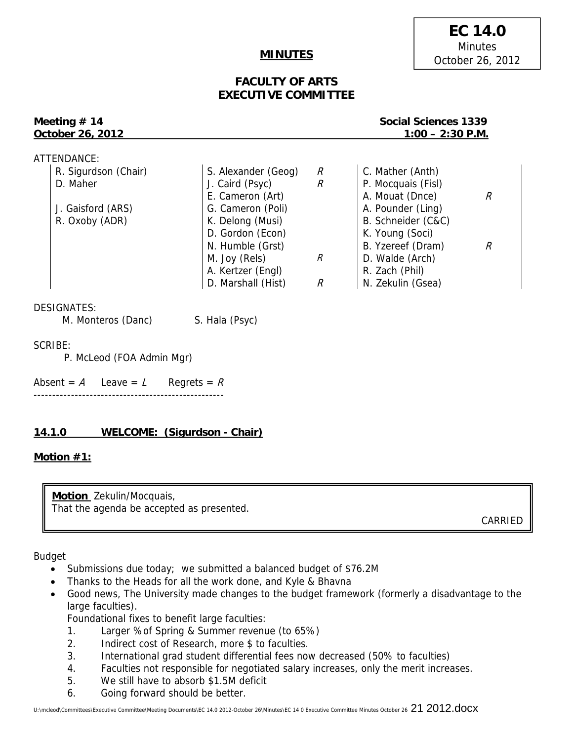**EC 14.0**
Minutes
October 26, 2012

# MINUTES

## FACULTY OF ARTS EXECUTIVE COMMITTEE

**Meeting # 14** — **Social Sciences 1339**
**October 26, 2012** — **1:00 – 2:30 P.M.**

ATTENDANCE:

| | | | | |
|---|---|---|---|---|
| R. Sigurdson (Chair) | S. Alexander (Geog) | *R* | C. Mather (Anth) | |
| D. Maher | J. Caird (Psyc) | *R* | P. Mocquais (Fisl) | |
| | E. Cameron (Art) | | A. Mouat (Dnce) | *R* |
| J. Gaisford (ARS) | G. Cameron (Poli) | | A. Pounder (Ling) | |
| R. Oxoby (ADR) | K. Delong (Musi) | | B. Schneider (C&C) | |
| | D. Gordon (Econ) | | K. Young (Soci) | |
| | N. Humble (Grst) | | B. Yzereef (Dram) | *R* |
| | M. Joy (Rels) | *R* | D. Walde (Arch) | |
| | A. Kertzer (Engl) | | R. Zach (Phil) | |
| | D. Marshall (Hist) | *R* | N. Zekulin (Gsea) | |

DESIGNATES:
M. Monteros (Danc)    S. Hala (Psyc)

SCRIBE:
P. McLeod (FOA Admin Mgr)

Absent = *A*    Leave = *L*    Regrets = *R*

---

### 14.1.0 WELCOME: (Sigurdson - Chair)

**Motion #1:**

> **Motion** Zekulin/Mocquais,
> That the agenda be accepted as presented.
>
> CARRIED

Budget

- Submissions due today; we submitted a balanced budget of $76.2M
- Thanks to the Heads for all the work done, and Kyle & Bhavna
- Good news, The University made changes to the budget framework (formerly a disadvantage to the large faculties).

  Foundational fixes to benefit large faculties:

  1. Larger % of Spring & Summer revenue (to 65%)
  2. Indirect cost of Research, more $ to faculties.
  3. International grad student differential fees now decreased (50% to faculties)
  4. Faculties not responsible for negotiated salary increases, only the merit increases.
  5. We still have to absorb $1.5M deficit
  6. Going forward should be better.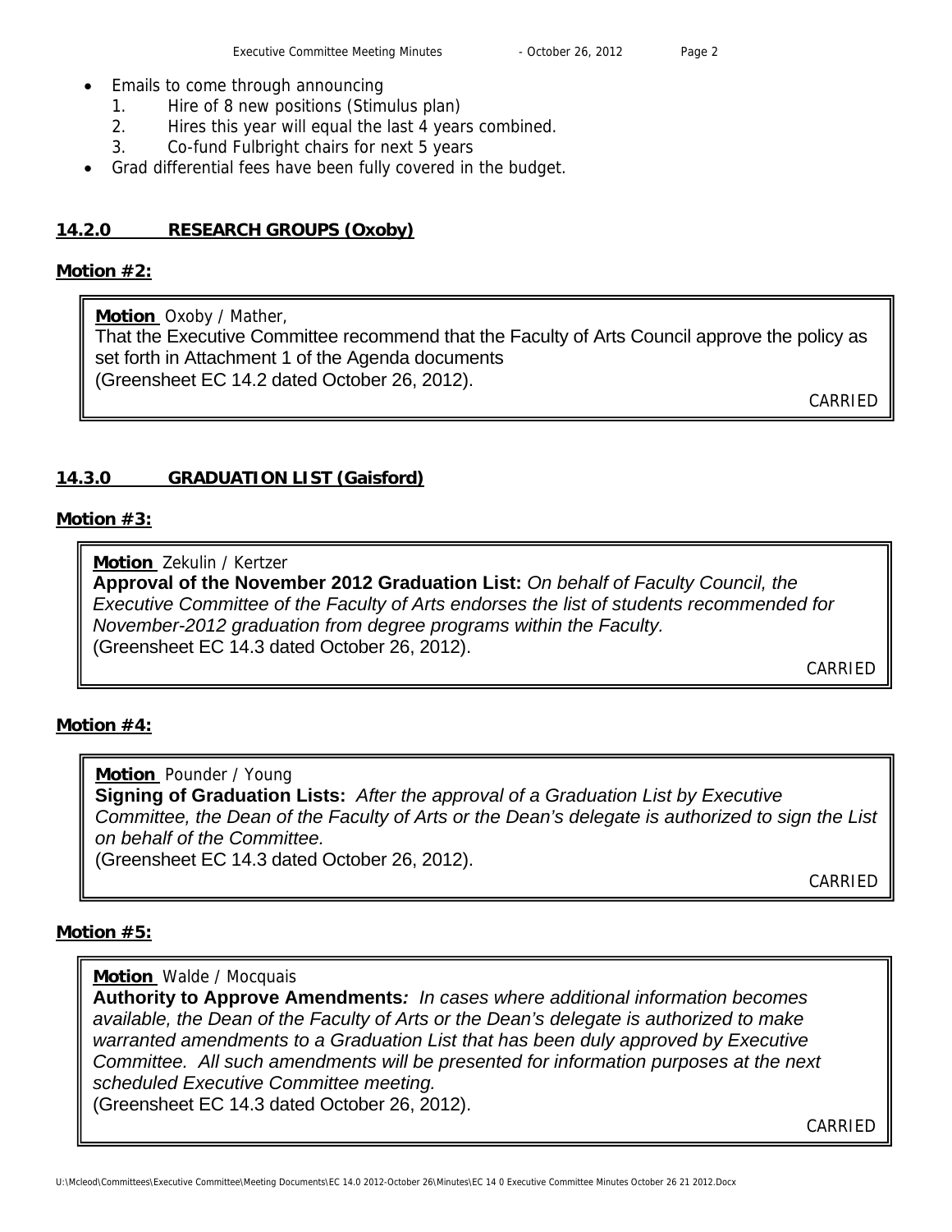- Emails to come through announcing
  1. Hire of 8 new positions (Stimulus plan)
  2. Hires this year will equal the last 4 years combined.
  3. Co-fund Fulbright chairs for next 5 years
- Grad differential fees have been fully covered in the budget.

## 14.2.0 RESEARCH GROUPS (Oxoby)

**Motion #2:**

> **Motion** Oxoby / Mather,
> That the Executive Committee recommend that the Faculty of Arts Council approve the policy as set forth in Attachment 1 of the Agenda documents
> (Greensheet EC 14.2 dated October 26, 2012).
>
> CARRIED

## 14.3.0 GRADUATION LIST (Gaisford)

**Motion #3:**

> **Motion** Zekulin / Kertzer
> **Approval of the November 2012 Graduation List:** *On behalf of Faculty Council, the Executive Committee of the Faculty of Arts endorses the list of students recommended for November-2012 graduation from degree programs within the Faculty.*
> (Greensheet EC 14.3 dated October 26, 2012).
>
> CARRIED

**Motion #4:**

> **Motion** Pounder / Young
> **Signing of Graduation Lists:** *After the approval of a Graduation List by Executive Committee, the Dean of the Faculty of Arts or the Dean's delegate is authorized to sign the List on behalf of the Committee.*
> (Greensheet EC 14.3 dated October 26, 2012).
>
> CARRIED

**Motion #5:**

> **Motion** Walde / Mocquais
> **Authority to Approve Amendments:** *In cases where additional information becomes available, the Dean of the Faculty of Arts or the Dean's delegate is authorized to make warranted amendments to a Graduation List that has been duly approved by Executive Committee. All such amendments will be presented for information purposes at the next scheduled Executive Committee meeting.*
> (Greensheet EC 14.3 dated October 26, 2012).
>
> CARRIED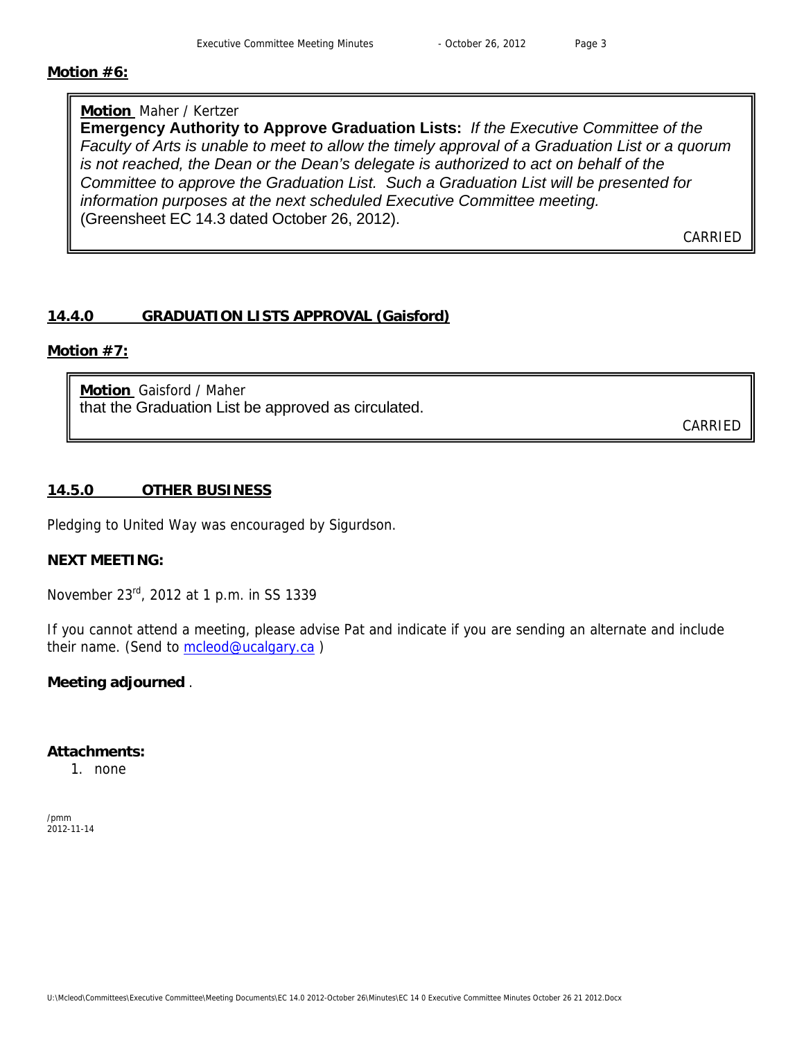**Motion #6:**

> **Motion** Maher / Kertzer
> **Emergency Authority to Approve Graduation Lists:** *If the Executive Committee of the Faculty of Arts is unable to meet to allow the timely approval of a Graduation List or a quorum is not reached, the Dean or the Dean's delegate is authorized to act on behalf of the Committee to approve the Graduation List. Such a Graduation List will be presented for information purposes at the next scheduled Executive Committee meeting.*
> (Greensheet EC 14.3 dated October 26, 2012).
>
> CARRIED

## 14.4.0 GRADUATION LISTS APPROVAL (Gaisford)

**Motion #7:**

> **Motion** Gaisford / Maher
> that the Graduation List be approved as circulated.
>
> CARRIED

## 14.5.0 OTHER BUSINESS

Pledging to United Way was encouraged by Sigurdson.

**NEXT MEETING:**

November 23rd, 2012 at 1 p.m. in SS 1339

If you cannot attend a meeting, please advise Pat and indicate if you are sending an alternate and include their name. (Send to mcleod@ucalgary.ca )

**Meeting adjourned** .

**Attachments:**

1. none

/pmm
2012-11-14

U:\Mcleod\Committees\Executive Committee\Meeting Documents\EC 14.0 2012-October 26\Minutes\EC 14 0 Executive Committee Minutes October 26 21 2012.Docx